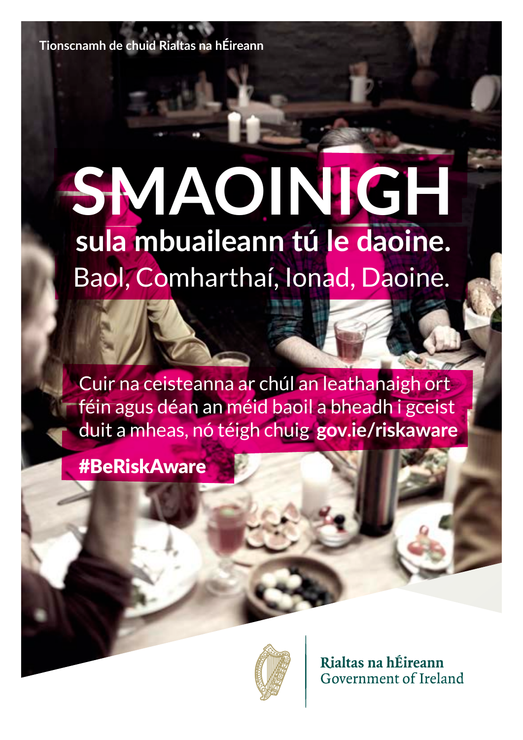Tionscnamh de chuid Rialtas na hÉireann

# SMAOINIGH

## sula mbuaileann tú le daoine.

Baol, Comharthaí, Ionad, Daoine.

Cuir na ceisteanna ar chúl an leathanaigh ort féin agus déan an méid baoil a bheadh i gceist duit a mheas, nó téigh chuig **gov.ie/riskaware**

**#BeRiskAware**

Rialtas na hÉireann
Government of Ireland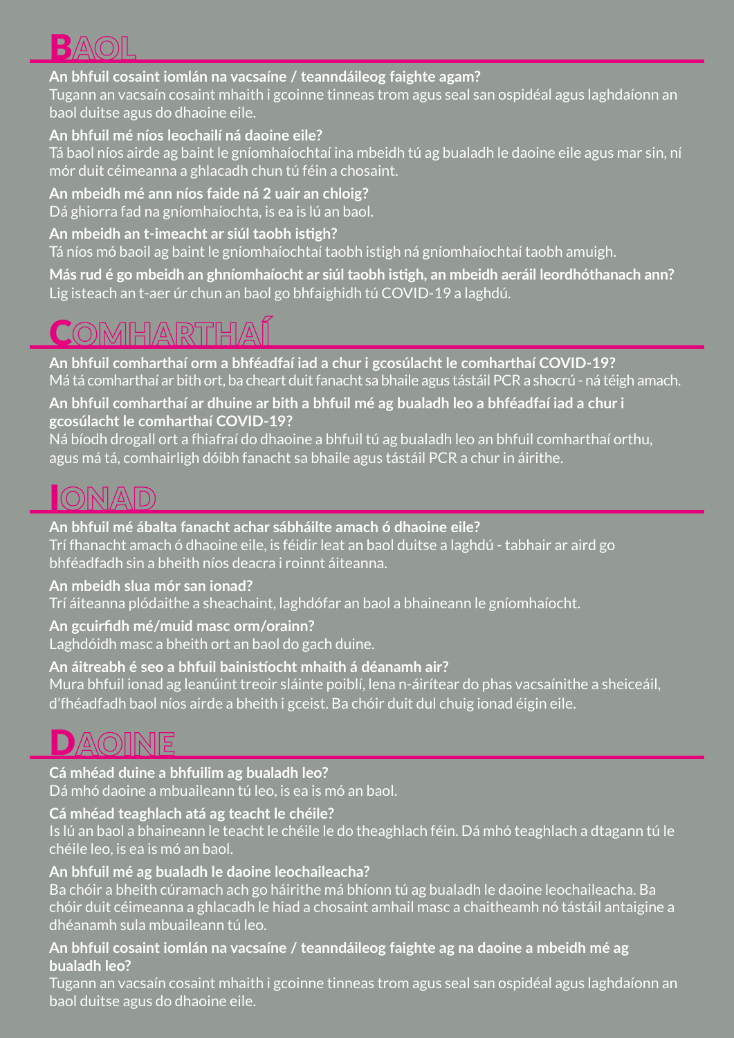## Baol

**An bhfuil cosaint iomlán na vacsaíne / teanndáileog faighte agam?**
Tugann an vacsaín cosaint mhaith i gcoinne tinneas trom agus seal san ospidéal agus laghdaíonn an baol duitse agus do dhaoine eile.

**An bhfuil mé níos leochailí ná daoine eile?**
Tá baol níos airde ag baint le gníomhaíochtaí ina mbeidh tú ag bualadh le daoine eile agus mar sin, ní mór duit céimeanna a ghlacadh chun tú féin a chosaint.

**An mbeidh mé ann níos faide ná 2 uair an chloig?**
Dá ghiorra fad na gníomhaíochta, is ea is lú an baol.

**An mbeidh an t-imeacht ar siúl taobh istigh?**
Tá níos mó baoil ag baint le gníomhaíochtaí taobh istigh ná gníomhaíochtaí taobh amuigh.

**Más rud é go mbeidh an ghníomhaíocht ar siúl taobh istigh, an mbeidh aeráil leordhóthanach ann?**
Lig isteach an t-aer úr chun an baol go bhfaighidh tú COVID-19 a laghdú.

## Comharthaí

**An bhfuil comharthaí orm a bhféadfaí iad a chur i gcosúlacht le comharthaí COVID-19?**
Má tá comharthaí ar bith ort, ba cheart duit fanacht sa bhaile agus tástáil PCR a shocrú - ná téigh amach.

**An bhfuil comharthaí ar dhuine ar bith a bhfuil mé ag bualadh leo a bhféadfaí iad a chur i gcosúlacht le comharthaí COVID-19?**
Ná bíodh drogall ort a fhiafraí do dhaoine a bhfuil tú ag bualadh leo an bhfuil comharthaí orthu, agus má tá, comhairligh dóibh fanacht sa bhaile agus tástáil PCR a chur in áirithe.

## Ionad

**An bhfuil mé ábalta fanacht achar sábháilte amach ó dhaoine eile?**
Trí fhanacht amach ó dhaoine eile, is féidir leat an baol duitse a laghdú - tabhair ar aird go bhféadfadh sin a bheith níos deacra i roinnt áiteanna.

**An mbeidh slua mór san ionad?**
Trí áiteanna plódaithe a sheachaint, laghdófar an baol a bhaineann le gníomhaíocht.

**An gcuirfidh mé/muid masc orm/orainn?**
Laghdóidh masc a bheith ort an baol do gach duine.

**An áitreabh é seo a bhfuil bainistíocht mhaith á déanamh air?**
Mura bhfuil ionad ag leanúint treoir sláinte poiblí, lena n-áirítear do phas vacsaínithe a sheiceáil, d'fhéadfadh baol níos airde a bheith i gceist. Ba chóir duit dul chuig ionad éigin eile.

## Daoine

**Cá mhéad duine a bhfuilim ag bualadh leo?**
Dá mhó daoine a mbuaileann tú leo, is ea is mó an baol.

**Cá mhéad teaghlach atá ag teacht le chéile?**
Is lú an baol a bhaineann le teacht le chéile le do theaghlach féin. Dá mhó teaghlach a dtagann tú le chéile leo, is ea is mó an baol.

**An bhfuil mé ag bualadh le daoine leochaileacha?**
Ba chóir a bheith cúramach ach go háirithe má bhíonn tú ag bualadh le daoine leochaileacha. Ba chóir duit céimeanna a ghlacadh le hiad a chosaint amhail masc a chaitheamh nó tástáil antaigine a dhéanamh sula mbuaileann tú leo.

**An bhfuil cosaint iomlán na vacsaíne / teanndáileog faighte ag na daoine a mbeidh mé ag bualadh leo?**
Tugann an vacsaín cosaint mhaith i gcoinne tinneas trom agus seal san ospidéal agus laghdaíonn an baol duitse agus do dhaoine eile.